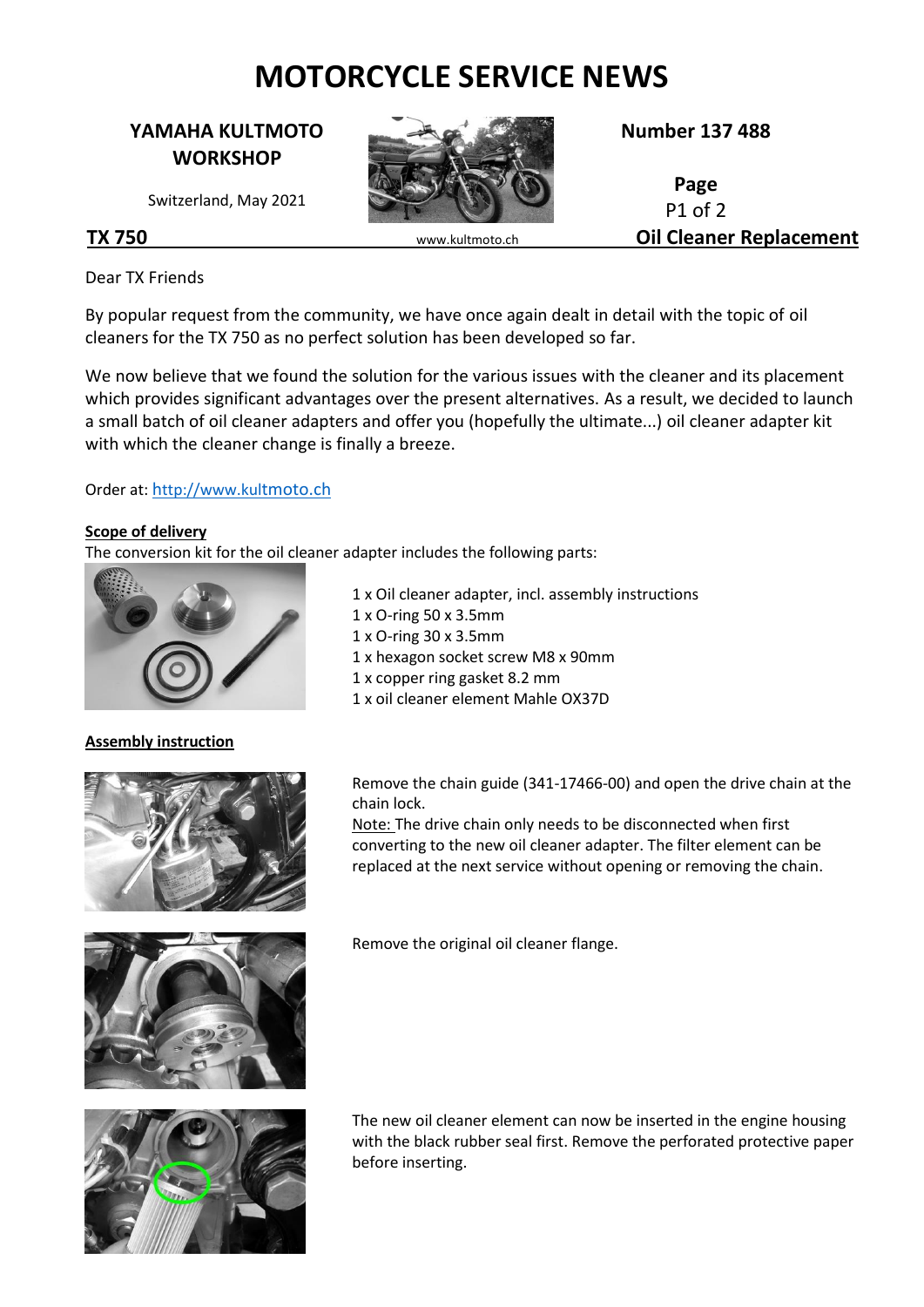# MOTORCYCLE SERVICE NEWS

**YAMAHA KULTMOTO WORKSHOP**

Switzerland, May 2021

**Number 137 488**

**TX 750** www.kultmoto.ch **Oil Cleaner Replacement**

Dear TX Friends

By popular request from the community, we have once again dealt in detail with the topic of oil cleaners for the TX 750 as no perfect solution has been developed so far.

We now believe that we found the solution for the various issues with the cleaner and its placement which provides significant advantages over the present alternatives. As a result, we decided to launch a small batch of oil cleaner adapters and offer you (hopefully the ultimate...) oil cleaner adapter kit with which the cleaner change is finally a breeze.

Order at: http://www.kultmoto.ch

**Scope of delivery**

The conversion kit for the oil cleaner adapter includes the following parts:

- 1 x Oil cleaner adapter, incl. assembly instructions
- 1 x O-ring 50 x 3.5mm
- 1 x O-ring 30 x 3.5mm
- 1 x hexagon socket screw M8 x 90mm
- 1 x copper ring gasket 8.2 mm
- 1 x oil cleaner element Mahle OX37D

**Assembly instruction**

Remove the chain guide (341-17466-00) and open the drive chain at the chain lock.

Note: The drive chain only needs to be disconnected when first converting to the new oil cleaner adapter. The filter element can be replaced at the next service without opening or removing the chain.

Remove the original oil cleaner flange.

The new oil cleaner element can now be inserted in the engine housing with the black rubber seal first. Remove the perforated protective paper before inserting.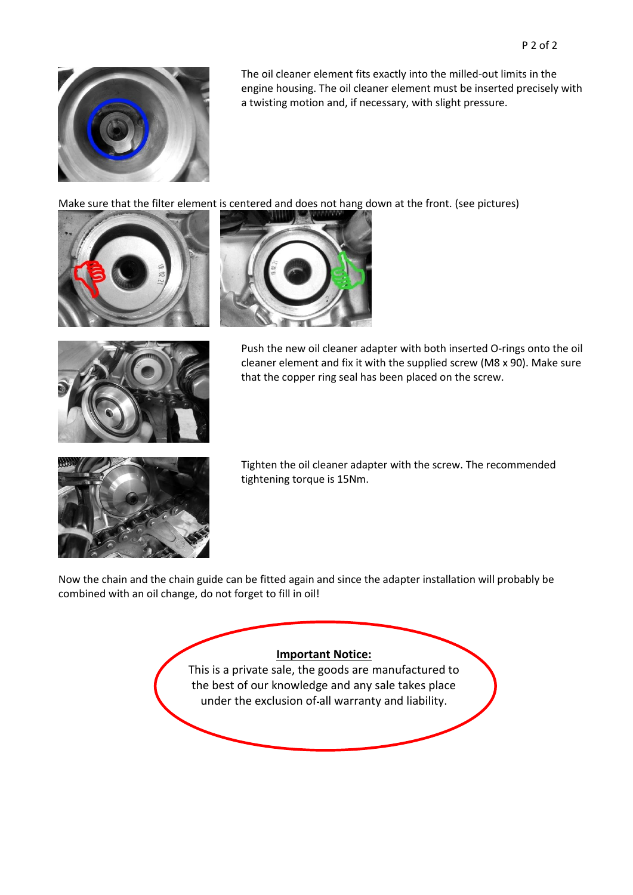The oil cleaner element fits exactly into the milled-out limits in the engine housing. The oil cleaner element must be inserted precisely with a twisting motion and, if necessary, with slight pressure.

Make sure that the filter element is centered and does not hang down at the front. (see pictures)

Push the new oil cleaner adapter with both inserted O-rings onto the oil cleaner element and fix it with the supplied screw (M8 x 90). Make sure that the copper ring seal has been placed on the screw.

Tighten the oil cleaner adapter with the screw. The recommended tightening torque is 15Nm.

Now the chain and the chain guide can be fitted again and since the adapter installation will probably be combined with an oil change, do not forget to fill in oil!

**Important Notice:**

This is a private sale, the goods are manufactured to the best of our knowledge and any sale takes place under the exclusion of all warranty and liability.